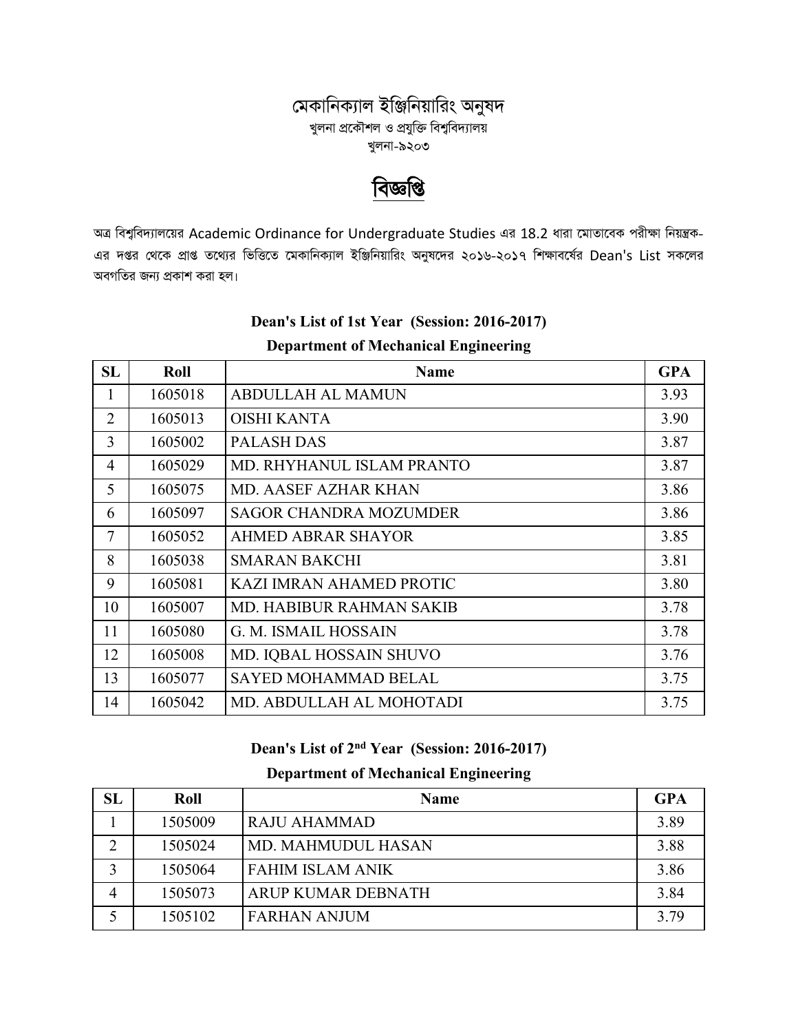# মেকানিক্যাল ইঞ্জিনিয়ারিং অনুষদ

খুলনা প্রকৌশল ও প্রযুক্তি বিশ্ববিদ্যালয়

খুলনা-৯২০৩

## বিজ্ঞপ্তি

অত্র বিশ্ববিদ্যালয়ের Academic Ordinance for Undergraduate Studies এর 18.2 ধারা মোতাবেক পরীক্ষা নিয়ন্ত্রক-এর দপ্তর থেকে প্রাপ্ত তথ্যের ভিত্তিতে মেকানিক্যাল ইঞ্জিনিয়ারিং অনুষদের ২০১৬-২০১৭ শিক্ষাবর্ষের Dean's List সকলের অবগতির জন্য প্রকাশ করা হল।

**Dean's List of 1st Year (Session: 2016-2017)**

**Department of Mechanical Engineering**

| SL | Roll | Name | GPA |
|---|---|---|---|
| 1 | 1605018 | ABDULLAH AL MAMUN | 3.93 |
| 2 | 1605013 | OISHI KANTA | 3.90 |
| 3 | 1605002 | PALASH DAS | 3.87 |
| 4 | 1605029 | MD. RHYHANUL ISLAM PRANTO | 3.87 |
| 5 | 1605075 | MD. AASEF AZHAR KHAN | 3.86 |
| 6 | 1605097 | SAGOR CHANDRA MOZUMDER | 3.86 |
| 7 | 1605052 | AHMED ABRAR SHAYOR | 3.85 |
| 8 | 1605038 | SMARAN BAKCHI | 3.81 |
| 9 | 1605081 | KAZI IMRAN AHAMED PROTIC | 3.80 |
| 10 | 1605007 | MD. HABIBUR RAHMAN SAKIB | 3.78 |
| 11 | 1605080 | G. M. ISMAIL HOSSAIN | 3.78 |
| 12 | 1605008 | MD. IQBAL HOSSAIN SHUVO | 3.76 |
| 13 | 1605077 | SAYED MOHAMMAD BELAL | 3.75 |
| 14 | 1605042 | MD. ABDULLAH AL MOHOTADI | 3.75 |

**Dean's List of 2nd Year (Session: 2016-2017)**

**Department of Mechanical Engineering**

| SL | Roll | Name | GPA |
|---|---|---|---|
| 1 | 1505009 | RAJU AHAMMAD | 3.89 |
| 2 | 1505024 | MD. MAHMUDUL HASAN | 3.88 |
| 3 | 1505064 | FAHIM ISLAM ANIK | 3.86 |
| 4 | 1505073 | ARUP KUMAR DEBNATH | 3.84 |
| 5 | 1505102 | FARHAN ANJUM | 3.79 |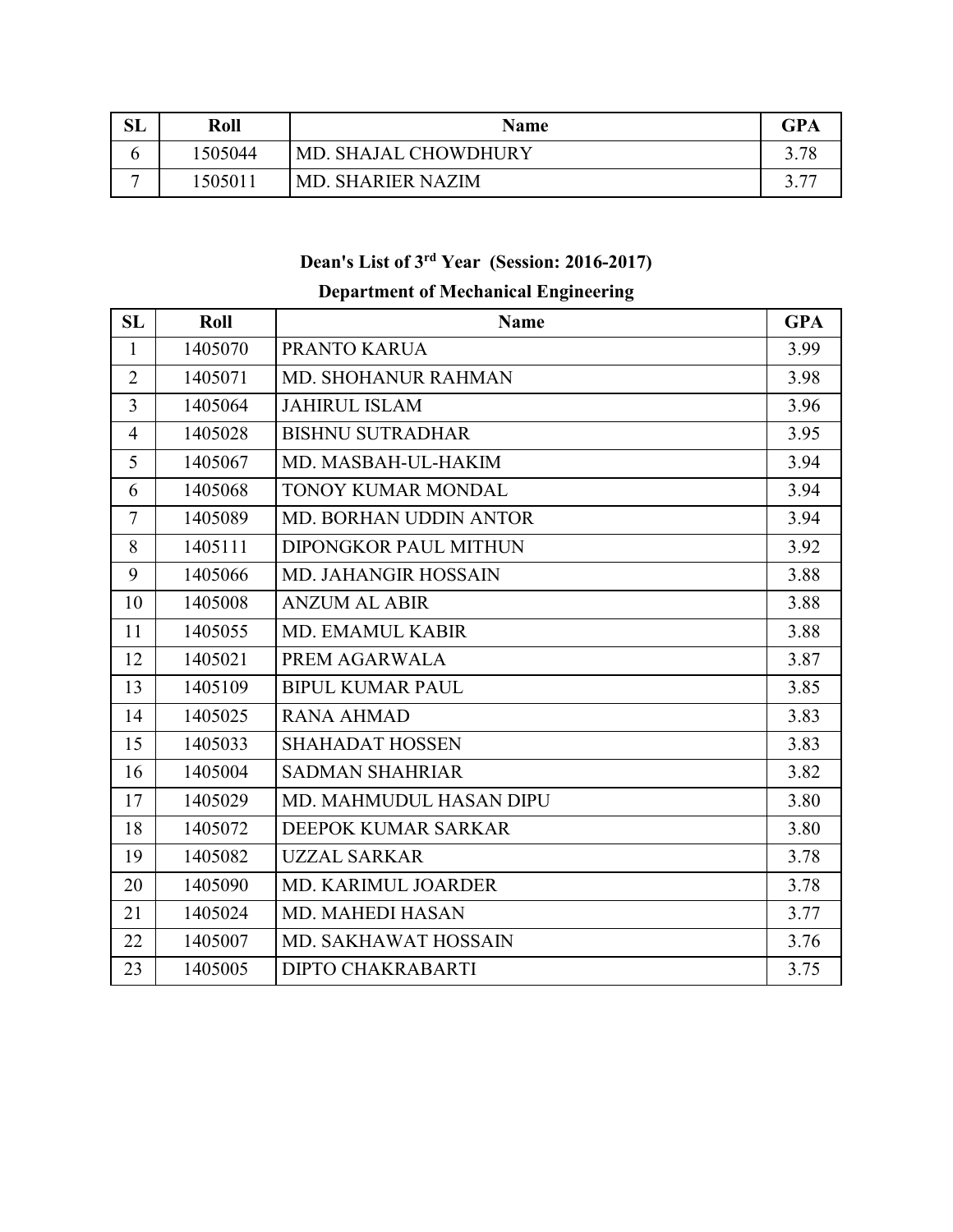| SL | Roll | Name | GPA |
| --- | --- | --- | --- |
| 6 | 1505044 | MD. SHAJAL CHOWDHURY | 3.78 |
| 7 | 1505011 | MD. SHARIER NAZIM | 3.77 |

## Dean's List of 3rd Year (Session: 2016-2017)

### Department of Mechanical Engineering

| SL | Roll | Name | GPA |
| --- | --- | --- | --- |
| 1 | 1405070 | PRANTO KARUA | 3.99 |
| 2 | 1405071 | MD. SHOHANUR RAHMAN | 3.98 |
| 3 | 1405064 | JAHIRUL ISLAM | 3.96 |
| 4 | 1405028 | BISHNU SUTRADHAR | 3.95 |
| 5 | 1405067 | MD. MASBAH-UL-HAKIM | 3.94 |
| 6 | 1405068 | TONOY KUMAR MONDAL | 3.94 |
| 7 | 1405089 | MD. BORHAN UDDIN ANTOR | 3.94 |
| 8 | 1405111 | DIPONGKOR PAUL MITHUN | 3.92 |
| 9 | 1405066 | MD. JAHANGIR HOSSAIN | 3.88 |
| 10 | 1405008 | ANZUM AL ABIR | 3.88 |
| 11 | 1405055 | MD. EMAMUL KABIR | 3.88 |
| 12 | 1405021 | PREM AGARWALA | 3.87 |
| 13 | 1405109 | BIPUL KUMAR PAUL | 3.85 |
| 14 | 1405025 | RANA AHMAD | 3.83 |
| 15 | 1405033 | SHAHADAT HOSSEN | 3.83 |
| 16 | 1405004 | SADMAN SHAHRIAR | 3.82 |
| 17 | 1405029 | MD. MAHMUDUL HASAN DIPU | 3.80 |
| 18 | 1405072 | DEEPOK KUMAR SARKAR | 3.80 |
| 19 | 1405082 | UZZAL SARKAR | 3.78 |
| 20 | 1405090 | MD. KARIMUL JOARDER | 3.78 |
| 21 | 1405024 | MD. MAHEDI HASAN | 3.77 |
| 22 | 1405007 | MD. SAKHAWAT HOSSAIN | 3.76 |
| 23 | 1405005 | DIPTO CHAKRABARTI | 3.75 |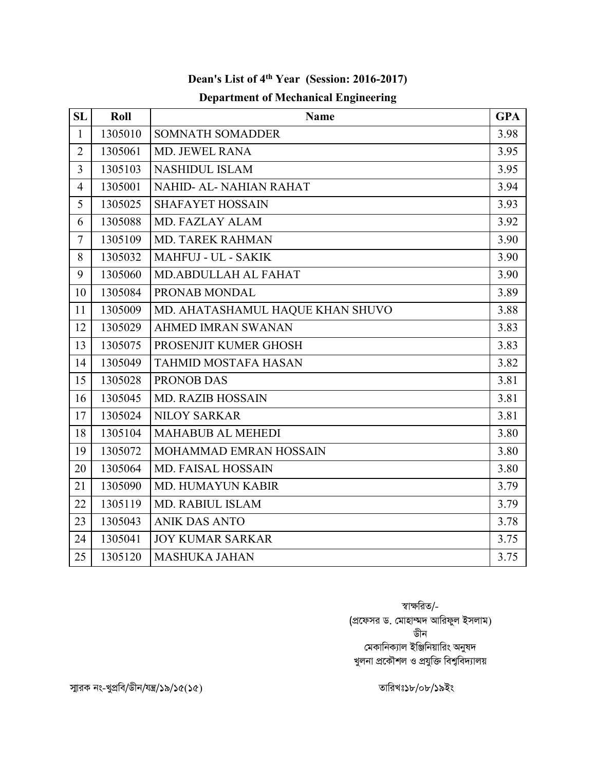## Dean's List of 4th Year (Session: 2016-2017)

### Department of Mechanical Engineering

| SL | Roll | Name | GPA |
|---|---|---|---|
| 1 | 1305010 | SOMNATH SOMADDER | 3.98 |
| 2 | 1305061 | MD. JEWEL RANA | 3.95 |
| 3 | 1305103 | NASHIDUL ISLAM | 3.95 |
| 4 | 1305001 | NAHID- AL- NAHIAN RAHAT | 3.94 |
| 5 | 1305025 | SHAFAYET HOSSAIN | 3.93 |
| 6 | 1305088 | MD. FAZLAY ALAM | 3.92 |
| 7 | 1305109 | MD. TAREK RAHMAN | 3.90 |
| 8 | 1305032 | MAHFUJ - UL - SAKIK | 3.90 |
| 9 | 1305060 | MD.ABDULLAH AL FAHAT | 3.90 |
| 10 | 1305084 | PRONAB MONDAL | 3.89 |
| 11 | 1305009 | MD. AHATASHAMUL HAQUE KHAN SHUVO | 3.88 |
| 12 | 1305029 | AHMED IMRAN SWANAN | 3.83 |
| 13 | 1305075 | PROSENJIT KUMER GHOSH | 3.83 |
| 14 | 1305049 | TAHMID MOSTAFA HASAN | 3.82 |
| 15 | 1305028 | PRONOB DAS | 3.81 |
| 16 | 1305045 | MD. RAZIB HOSSAIN | 3.81 |
| 17 | 1305024 | NILOY SARKAR | 3.81 |
| 18 | 1305104 | MAHABUB AL MEHEDI | 3.80 |
| 19 | 1305072 | MOHAMMAD EMRAN HOSSAIN | 3.80 |
| 20 | 1305064 | MD. FAISAL HOSSAIN | 3.80 |
| 21 | 1305090 | MD. HUMAYUN KABIR | 3.79 |
| 22 | 1305119 | MD. RABIUL ISLAM | 3.79 |
| 23 | 1305043 | ANIK DAS ANTO | 3.78 |
| 24 | 1305041 | JOY KUMAR SARKAR | 3.75 |
| 25 | 1305120 | MASHUKA JAHAN | 3.75 |

স্বাক্ষরিত/-
(প্রফেসর ড. মোহাম্মদ আরিফুল ইসলাম)
ডীন
মেকানিক্যাল ইঞ্জিনিয়ারিং অনুষদ
খুলনা প্রকৌশল ও প্রযুক্তি বিশ্ববিদ্যালয়

স্মারক নং-খুপ্রবি/ডীন/যন্ত্র/১৯/১৫(১৫)

তারিখঃ১৮/০৮/১৯ইং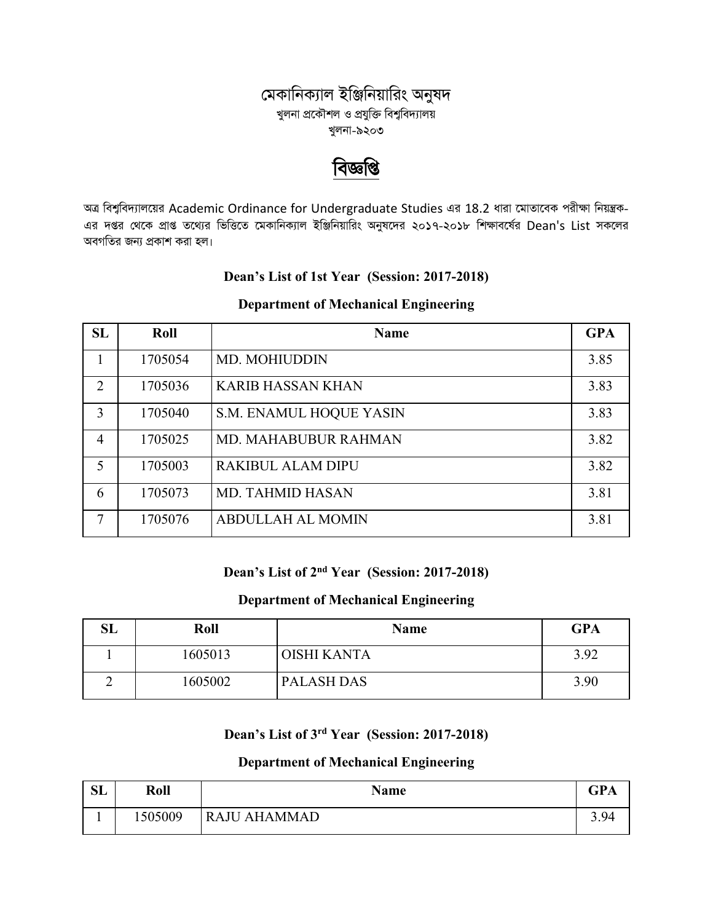# মেকানিক্যাল ইঞ্জিনিয়ারিং অনুষদ

খুলনা প্রকৌশল ও প্রযুক্তি বিশ্ববিদ্যালয়

খুলনা-৯২০৩

## বিজ্ঞপ্তি

অত্র বিশ্ববিদ্যালয়ের Academic Ordinance for Undergraduate Studies এর 18.2 ধারা মোতাবেক পরীক্ষা নিয়ন্ত্রক-এর দপ্তর থেকে প্রাপ্ত তথ্যের ভিত্তিতে মেকানিক্যাল ইঞ্জিনিয়ারিং অনুষদের ২০১৭-২০১৮ শিক্ষাবর্ষের Dean's List সকলের অবগতির জন্য প্রকাশ করা হল।

### Dean's List of 1st Year (Session: 2017-2018)

### Department of Mechanical Engineering

| SL | Roll | Name | GPA |
|---|---|---|---|
| 1 | 1705054 | MD. MOHIUDDIN | 3.85 |
| 2 | 1705036 | KARIB HASSAN KHAN | 3.83 |
| 3 | 1705040 | S.M. ENAMUL HOQUE YASIN | 3.83 |
| 4 | 1705025 | MD. MAHABUBUR RAHMAN | 3.82 |
| 5 | 1705003 | RAKIBUL ALAM DIPU | 3.82 |
| 6 | 1705073 | MD. TAHMID HASAN | 3.81 |
| 7 | 1705076 | ABDULLAH AL MOMIN | 3.81 |

### Dean's List of 2nd Year (Session: 2017-2018)

### Department of Mechanical Engineering

| SL | Roll | Name | GPA |
|---|---|---|---|
| 1 | 1605013 | OISHI KANTA | 3.92 |
| 2 | 1605002 | PALASH DAS | 3.90 |

### Dean's List of 3rd Year (Session: 2017-2018)

### Department of Mechanical Engineering

| SL | Roll | Name | GPA |
|---|---|---|---|
| 1 | 1505009 | RAJU AHAMMAD | 3.94 |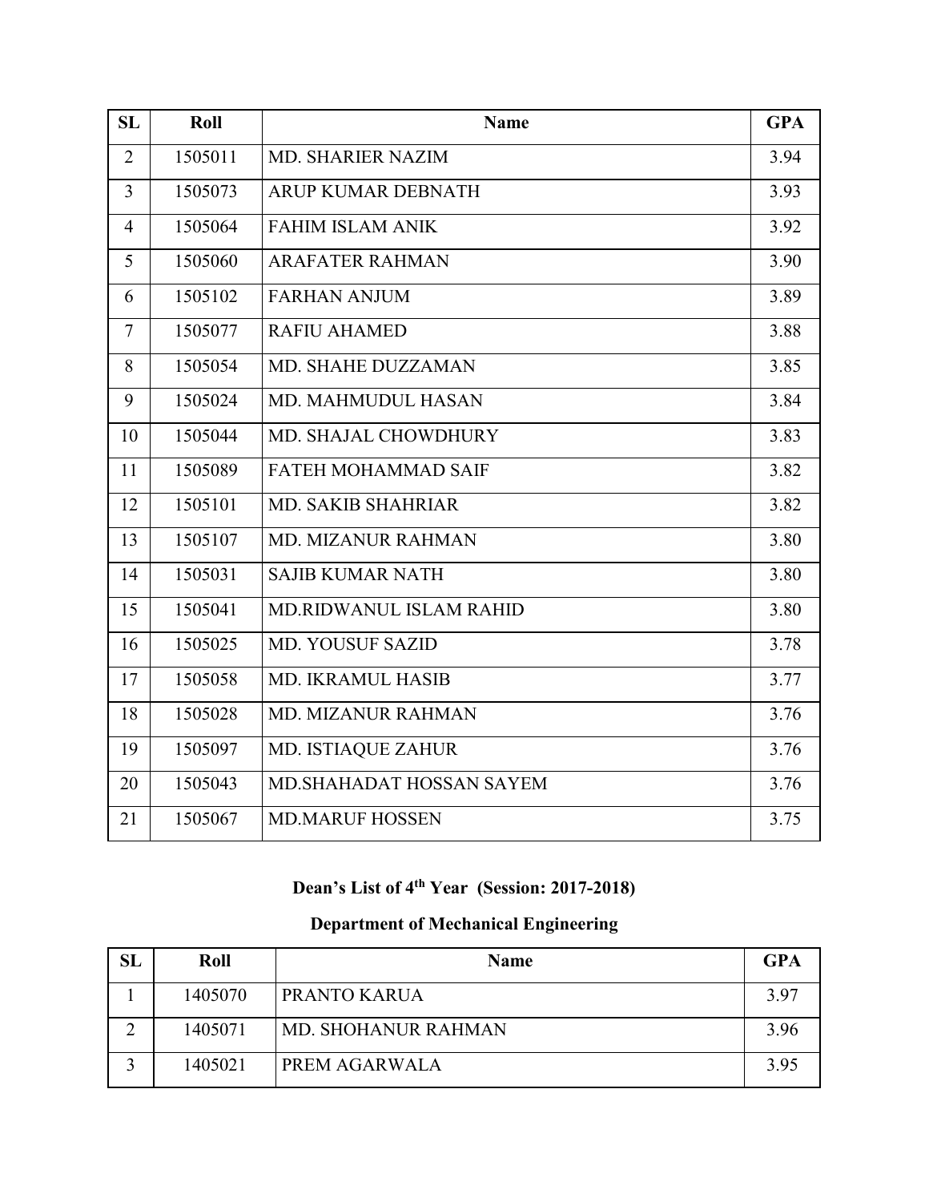| SL | Roll | Name | GPA |
|---|---|---|---|
| 2 | 1505011 | MD. SHARIER NAZIM | 3.94 |
| 3 | 1505073 | ARUP KUMAR DEBNATH | 3.93 |
| 4 | 1505064 | FAHIM ISLAM ANIK | 3.92 |
| 5 | 1505060 | ARAFATER RAHMAN | 3.90 |
| 6 | 1505102 | FARHAN ANJUM | 3.89 |
| 7 | 1505077 | RAFIU AHAMED | 3.88 |
| 8 | 1505054 | MD. SHAHE DUZZAMAN | 3.85 |
| 9 | 1505024 | MD. MAHMUDUL HASAN | 3.84 |
| 10 | 1505044 | MD. SHAJAL CHOWDHURY | 3.83 |
| 11 | 1505089 | FATEH MOHAMMAD SAIF | 3.82 |
| 12 | 1505101 | MD. SAKIB SHAHRIAR | 3.82 |
| 13 | 1505107 | MD. MIZANUR RAHMAN | 3.80 |
| 14 | 1505031 | SAJIB KUMAR NATH | 3.80 |
| 15 | 1505041 | MD.RIDWANUL ISLAM RAHID | 3.80 |
| 16 | 1505025 | MD. YOUSUF SAZID | 3.78 |
| 17 | 1505058 | MD. IKRAMUL HASIB | 3.77 |
| 18 | 1505028 | MD. MIZANUR RAHMAN | 3.76 |
| 19 | 1505097 | MD. ISTIAQUE ZAHUR | 3.76 |
| 20 | 1505043 | MD.SHAHADAT HOSSAN SAYEM | 3.76 |
| 21 | 1505067 | MD.MARUF HOSSEN | 3.75 |

## Dean's List of 4th Year (Session: 2017-2018)

## Department of Mechanical Engineering

| SL | Roll | Name | GPA |
|---|---|---|---|
| 1 | 1405070 | PRANTO KARUA | 3.97 |
| 2 | 1405071 | MD. SHOHANUR RAHMAN | 3.96 |
| 3 | 1405021 | PREM AGARWALA | 3.95 |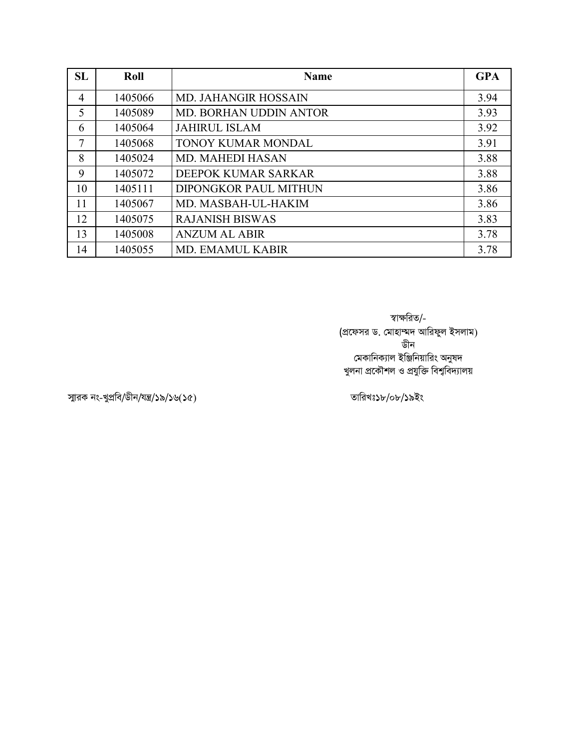| SL | Roll | Name | GPA |
|---|---|---|---|
| 4 | 1405066 | MD. JAHANGIR HOSSAIN | 3.94 |
| 5 | 1405089 | MD. BORHAN UDDIN ANTOR | 3.93 |
| 6 | 1405064 | JAHIRUL ISLAM | 3.92 |
| 7 | 1405068 | TONOY KUMAR MONDAL | 3.91 |
| 8 | 1405024 | MD. MAHEDI HASAN | 3.88 |
| 9 | 1405072 | DEEPOK KUMAR SARKAR | 3.88 |
| 10 | 1405111 | DIPONGKOR PAUL MITHUN | 3.86 |
| 11 | 1405067 | MD. MASBAH-UL-HAKIM | 3.86 |
| 12 | 1405075 | RAJANISH BISWAS | 3.83 |
| 13 | 1405008 | ANZUM AL ABIR | 3.78 |
| 14 | 1405055 | MD. EMAMUL KABIR | 3.78 |

স্বাক্ষরিত/-
(প্রফেসর ড. মোহাম্মদ আরিফুল ইসলাম)
ডীন
মেকানিক্যাল ইঞ্জিনিয়ারিং অনুষদ
খুলনা প্রকৌশল ও প্রযুক্তি বিশ্ববিদ্যালয়

স্মারক নং-খুপ্রবি/ডীন/যন্ত্র/১৯/১৬(১৫)

তারিখঃ১৮/০৮/১৯ইং